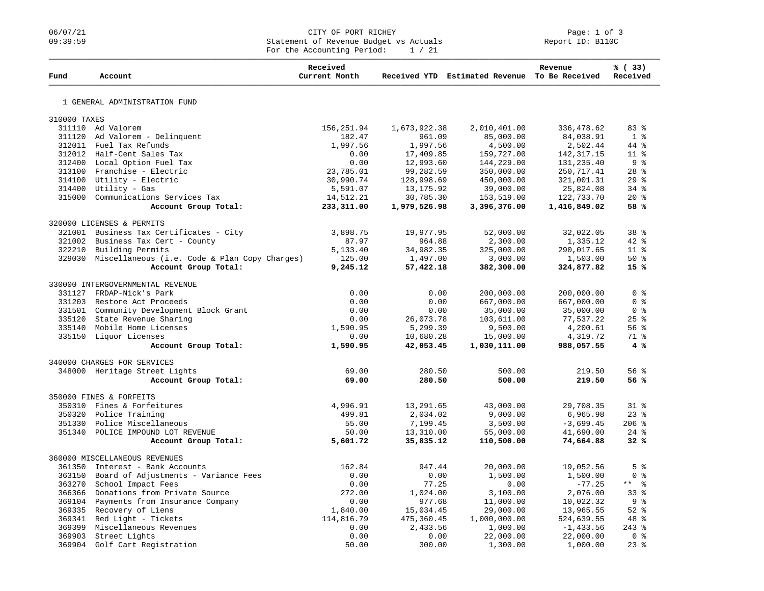CITY OF PORT RICHEY
Statement of Revenue Budget vs Actuals
For the Accounting Period: 1 / 21

06/07/21
09:39:59

Report ID: B110C

| Fund | Account | Received Current Month | Received YTD | Estimated Revenue | Revenue To Be Received | % ( 33) Received |
|---|---|---|---|---|---|---|
| 1 GENERAL ADMINISTRATION FUND | | | | | | |
| 310000 TAXES | | | | | | |
| 311110 | Ad Valorem | 156,251.94 | 1,673,922.38 | 2,010,401.00 | 336,478.62 | 83 % |
| 311120 | Ad Valorem - Delinquent | 182.47 | 961.09 | 85,000.00 | 84,038.91 | 1 % |
| 312011 | Fuel Tax Refunds | 1,997.56 | 1,997.56 | 4,500.00 | 2,502.44 | 44 % |
| 312012 | Half-Cent Sales Tax | 0.00 | 17,409.85 | 159,727.00 | 142,317.15 | 11 % |
| 312400 | Local Option Fuel Tax | 0.00 | 12,993.60 | 144,229.00 | 131,235.40 | 9 % |
| 313100 | Franchise - Electric | 23,785.01 | 99,282.59 | 350,000.00 | 250,717.41 | 28 % |
| 314100 | Utility - Electric | 30,990.74 | 128,998.69 | 450,000.00 | 321,001.31 | 29 % |
| 314400 | Utility - Gas | 5,591.07 | 13,175.92 | 39,000.00 | 25,824.08 | 34 % |
| 315000 | Communications Services Tax | 14,512.21 | 30,785.30 | 153,519.00 | 122,733.70 | 20 % |
| | **Account Group Total:** | **233,311.00** | **1,979,526.98** | **3,396,376.00** | **1,416,849.02** | **58 %** |
| 320000 LICENSES & PERMITS | | | | | | |
| 321001 | Business Tax Certificates - City | 3,898.75 | 19,977.95 | 52,000.00 | 32,022.05 | 38 % |
| 321002 | Business Tax Cert - County | 87.97 | 964.88 | 2,300.00 | 1,335.12 | 42 % |
| 322210 | Building Permits | 5,133.40 | 34,982.35 | 325,000.00 | 290,017.65 | 11 % |
| 329030 | Miscellaneous (i.e. Code & Plan Copy Charges) | 125.00 | 1,497.00 | 3,000.00 | 1,503.00 | 50 % |
| | **Account Group Total:** | **9,245.12** | **57,422.18** | **382,300.00** | **324,877.82** | **15 %** |
| 330000 INTERGOVERNMENTAL REVENUE | | | | | | |
| 331127 | FRDAP-Nick's Park | 0.00 | 0.00 | 200,000.00 | 200,000.00 | 0 % |
| 331203 | Restore Act Proceeds | 0.00 | 0.00 | 667,000.00 | 667,000.00 | 0 % |
| 331501 | Community Development Block Grant | 0.00 | 0.00 | 35,000.00 | 35,000.00 | 0 % |
| 335120 | State Revenue Sharing | 0.00 | 26,073.78 | 103,611.00 | 77,537.22 | 25 % |
| 335140 | Mobile Home Licenses | 1,590.95 | 5,299.39 | 9,500.00 | 4,200.61 | 56 % |
| 335150 | Liquor Licenses | 0.00 | 10,680.28 | 15,000.00 | 4,319.72 | 71 % |
| | **Account Group Total:** | **1,590.95** | **42,053.45** | **1,030,111.00** | **988,057.55** | **4 %** |
| 340000 CHARGES FOR SERVICES | | | | | | |
| 348000 | Heritage Street Lights | 69.00 | 280.50 | 500.00 | 219.50 | 56 % |
| | **Account Group Total:** | **69.00** | **280.50** | **500.00** | **219.50** | **56 %** |
| 350000 FINES & FORFEITS | | | | | | |
| 350310 | Fines & Forfeitures | 4,996.91 | 13,291.65 | 43,000.00 | 29,708.35 | 31 % |
| 350320 | Police Training | 499.81 | 2,034.02 | 9,000.00 | 6,965.98 | 23 % |
| 351330 | Police Miscellaneous | 55.00 | 7,199.45 | 3,500.00 | -3,699.45 | 206 % |
| 351340 | POLICE IMPOUND LOT REVENUE | 50.00 | 13,310.00 | 55,000.00 | 41,690.00 | 24 % |
| | **Account Group Total:** | **5,601.72** | **35,835.12** | **110,500.00** | **74,664.88** | **32 %** |
| 360000 MISCELLANEOUS REVENUES | | | | | | |
| 361350 | Interest - Bank Accounts | 162.84 | 947.44 | 20,000.00 | 19,052.56 | 5 % |
| 363150 | Board of Adjustments - Variance Fees | 0.00 | 0.00 | 1,500.00 | 1,500.00 | 0 % |
| 363270 | School Impact Fees | 0.00 | 77.25 | 0.00 | -77.25 | ** % |
| 366366 | Donations from Private Source | 272.00 | 1,024.00 | 3,100.00 | 2,076.00 | 33 % |
| 369104 | Payments from Insurance Company | 0.00 | 977.68 | 11,000.00 | 10,022.32 | 9 % |
| 369335 | Recovery of Liens | 1,840.00 | 15,034.45 | 29,000.00 | 13,965.55 | 52 % |
| 369341 | Red Light - Tickets | 114,816.79 | 475,360.45 | 1,000,000.00 | 524,639.55 | 48 % |
| 369399 | Miscellaneous Revenues | 0.00 | 2,433.56 | 1,000.00 | -1,433.56 | 243 % |
| 369903 | Street Lights | 0.00 | 0.00 | 22,000.00 | 22,000.00 | 0 % |
| 369904 | Golf Cart Registration | 50.00 | 300.00 | 1,300.00 | 1,000.00 | 23 % |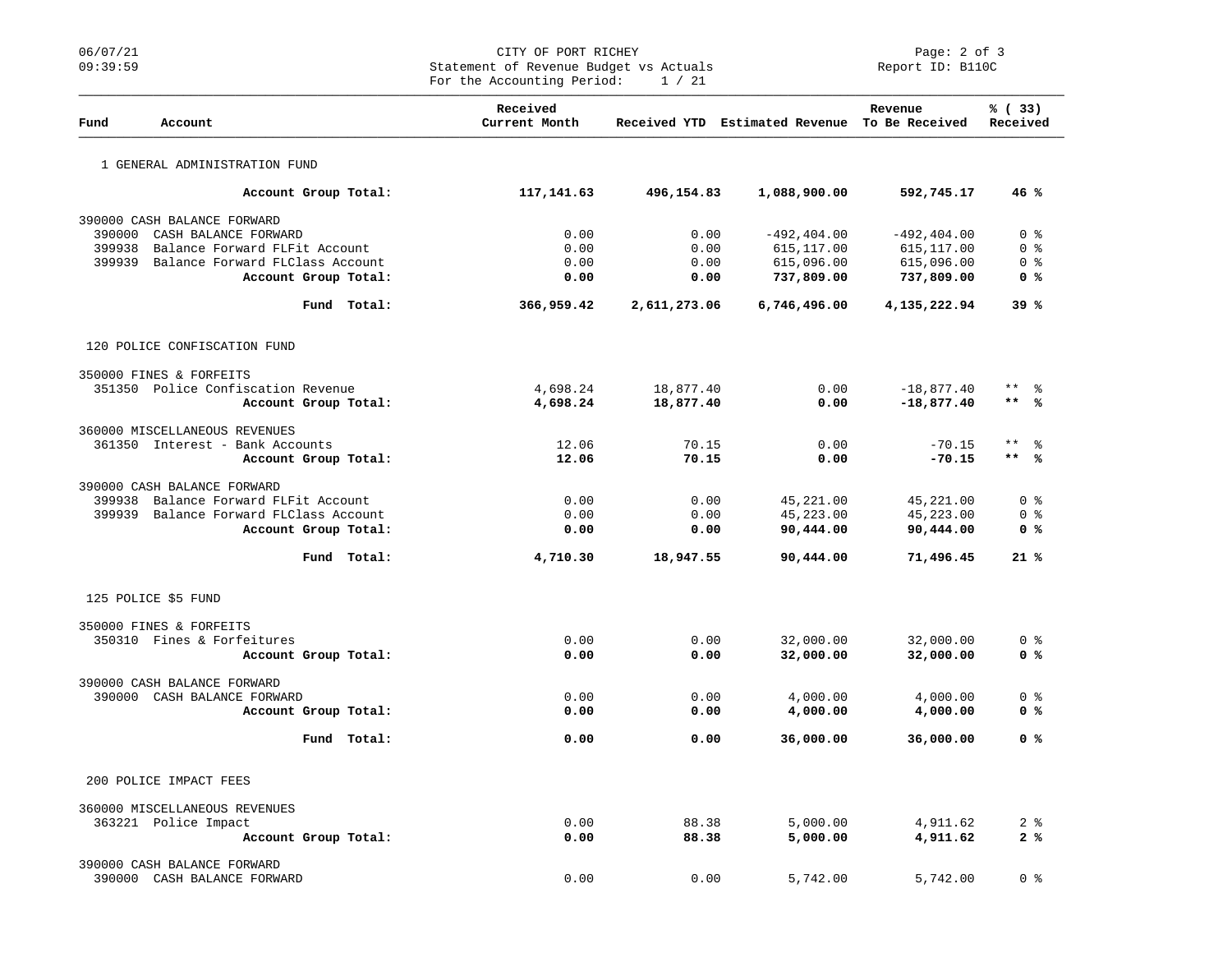CITY OF PORT RICHEY
Statement of Revenue Budget vs Actuals
For the Accounting Period: 1 / 21

Report ID: B110C

| Fund | Account | Received Current Month | Received YTD | Estimated Revenue | Revenue To Be Received | % ( 33) Received |
|---|---|---|---|---|---|---|
| 1 GENERAL ADMINISTRATION FUND | | | | | | |
| | **Account Group Total:** | **117,141.63** | **496,154.83** | **1,088,900.00** | **592,745.17** | **46 %** |
| 390000 CASH BALANCE FORWARD | | | | | | |
| 390000 | CASH BALANCE FORWARD | 0.00 | 0.00 | -492,404.00 | -492,404.00 | 0 % |
| 399938 | Balance Forward FLFit Account | 0.00 | 0.00 | 615,117.00 | 615,117.00 | 0 % |
| 399939 | Balance Forward FLClass Account | 0.00 | 0.00 | 615,096.00 | 615,096.00 | 0 % |
| | **Account Group Total:** | **0.00** | **0.00** | **737,809.00** | **737,809.00** | **0 %** |
| | **Fund Total:** | **366,959.42** | **2,611,273.06** | **6,746,496.00** | **4,135,222.94** | **39 %** |
| 120 POLICE CONFISCATION FUND | | | | | | |
| 350000 FINES & FORFEITS | | | | | | |
| 351350 | Police Confiscation Revenue | 4,698.24 | 18,877.40 | 0.00 | -18,877.40 | ** % |
| | **Account Group Total:** | **4,698.24** | **18,877.40** | **0.00** | **-18,877.40** | **** %** |
| 360000 MISCELLANEOUS REVENUES | | | | | | |
| 361350 | Interest - Bank Accounts | 12.06 | 70.15 | 0.00 | -70.15 | ** % |
| | **Account Group Total:** | **12.06** | **70.15** | **0.00** | **-70.15** | **** %** |
| 390000 CASH BALANCE FORWARD | | | | | | |
| 399938 | Balance Forward FLFit Account | 0.00 | 0.00 | 45,221.00 | 45,221.00 | 0 % |
| 399939 | Balance Forward FLClass Account | 0.00 | 0.00 | 45,223.00 | 45,223.00 | 0 % |
| | **Account Group Total:** | **0.00** | **0.00** | **90,444.00** | **90,444.00** | **0 %** |
| | **Fund Total:** | **4,710.30** | **18,947.55** | **90,444.00** | **71,496.45** | **21 %** |
| 125 POLICE $5 FUND | | | | | | |
| 350000 FINES & FORFEITS | | | | | | |
| 350310 | Fines & Forfeitures | 0.00 | 0.00 | 32,000.00 | 32,000.00 | 0 % |
| | **Account Group Total:** | **0.00** | **0.00** | **32,000.00** | **32,000.00** | **0 %** |
| 390000 CASH BALANCE FORWARD | | | | | | |
| 390000 | CASH BALANCE FORWARD | 0.00 | 0.00 | 4,000.00 | 4,000.00 | 0 % |
| | **Account Group Total:** | **0.00** | **0.00** | **4,000.00** | **4,000.00** | **0 %** |
| | **Fund Total:** | **0.00** | **0.00** | **36,000.00** | **36,000.00** | **0 %** |
| 200 POLICE IMPACT FEES | | | | | | |
| 360000 MISCELLANEOUS REVENUES | | | | | | |
| 363221 | Police Impact | 0.00 | 88.38 | 5,000.00 | 4,911.62 | 2 % |
| | **Account Group Total:** | **0.00** | **88.38** | **5,000.00** | **4,911.62** | **2 %** |
| 390000 CASH BALANCE FORWARD | | | | | | |
| 390000 | CASH BALANCE FORWARD | 0.00 | 0.00 | 5,742.00 | 5,742.00 | 0 % |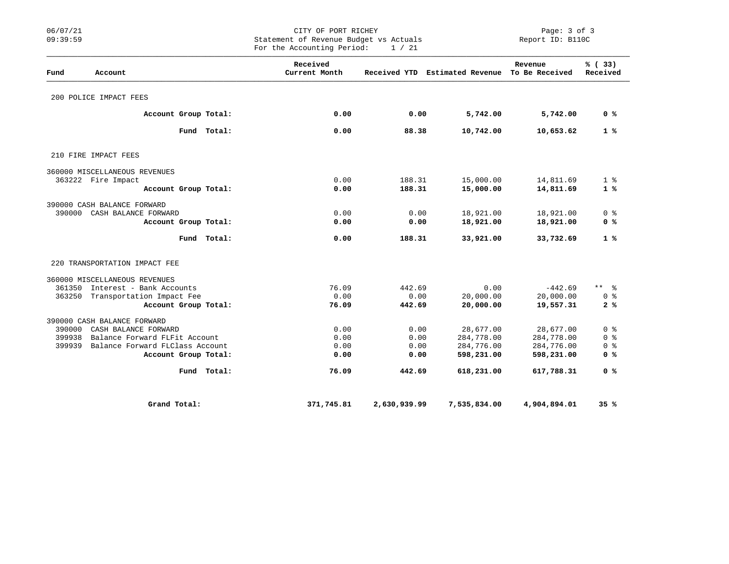CITY OF PORT RICHEY
Statement of Revenue Budget vs Actuals
For the Accounting Period: 1 / 21

06/07/21
09:39:59

Report ID: B110C

| Fund | Account | Received Current Month | Received YTD | Estimated Revenue | Revenue To Be Received | % ( 33) Received |
|---|---|---|---|---|---|---|
| 200 POLICE IMPACT FEES | | | | | | |
| | **Account Group Total:** | **0.00** | **0.00** | **5,742.00** | **5,742.00** | **0 %** |
| | **Fund Total:** | **0.00** | **88.38** | **10,742.00** | **10,653.62** | **1 %** |
| 210 FIRE IMPACT FEES | | | | | | |
| 360000 MISCELLANEOUS REVENUES | | | | | | |
| 363222 | Fire Impact | 0.00 | 188.31 | 15,000.00 | 14,811.69 | 1 % |
| | **Account Group Total:** | **0.00** | **188.31** | **15,000.00** | **14,811.69** | **1 %** |
| 390000 CASH BALANCE FORWARD | | | | | | |
| 390000 | CASH BALANCE FORWARD | 0.00 | 0.00 | 18,921.00 | 18,921.00 | 0 % |
| | **Account Group Total:** | **0.00** | **0.00** | **18,921.00** | **18,921.00** | **0 %** |
| | **Fund Total:** | **0.00** | **188.31** | **33,921.00** | **33,732.69** | **1 %** |
| 220 TRANSPORTATION IMPACT FEE | | | | | | |
| 360000 MISCELLANEOUS REVENUES | | | | | | |
| 361350 | Interest - Bank Accounts | 76.09 | 442.69 | 0.00 | -442.69 | ** % |
| 363250 | Transportation Impact Fee | 0.00 | 0.00 | 20,000.00 | 20,000.00 | 0 % |
| | **Account Group Total:** | **76.09** | **442.69** | **20,000.00** | **19,557.31** | **2 %** |
| 390000 CASH BALANCE FORWARD | | | | | | |
| 390000 | CASH BALANCE FORWARD | 0.00 | 0.00 | 28,677.00 | 28,677.00 | 0 % |
| 399938 | Balance Forward FLFit Account | 0.00 | 0.00 | 284,778.00 | 284,778.00 | 0 % |
| 399939 | Balance Forward FLClass Account | 0.00 | 0.00 | 284,776.00 | 284,776.00 | 0 % |
| | **Account Group Total:** | **0.00** | **0.00** | **598,231.00** | **598,231.00** | **0 %** |
| | **Fund Total:** | **76.09** | **442.69** | **618,231.00** | **617,788.31** | **0 %** |
| | **Grand Total:** | **371,745.81** | **2,630,939.99** | **7,535,834.00** | **4,904,894.01** | **35 %** |